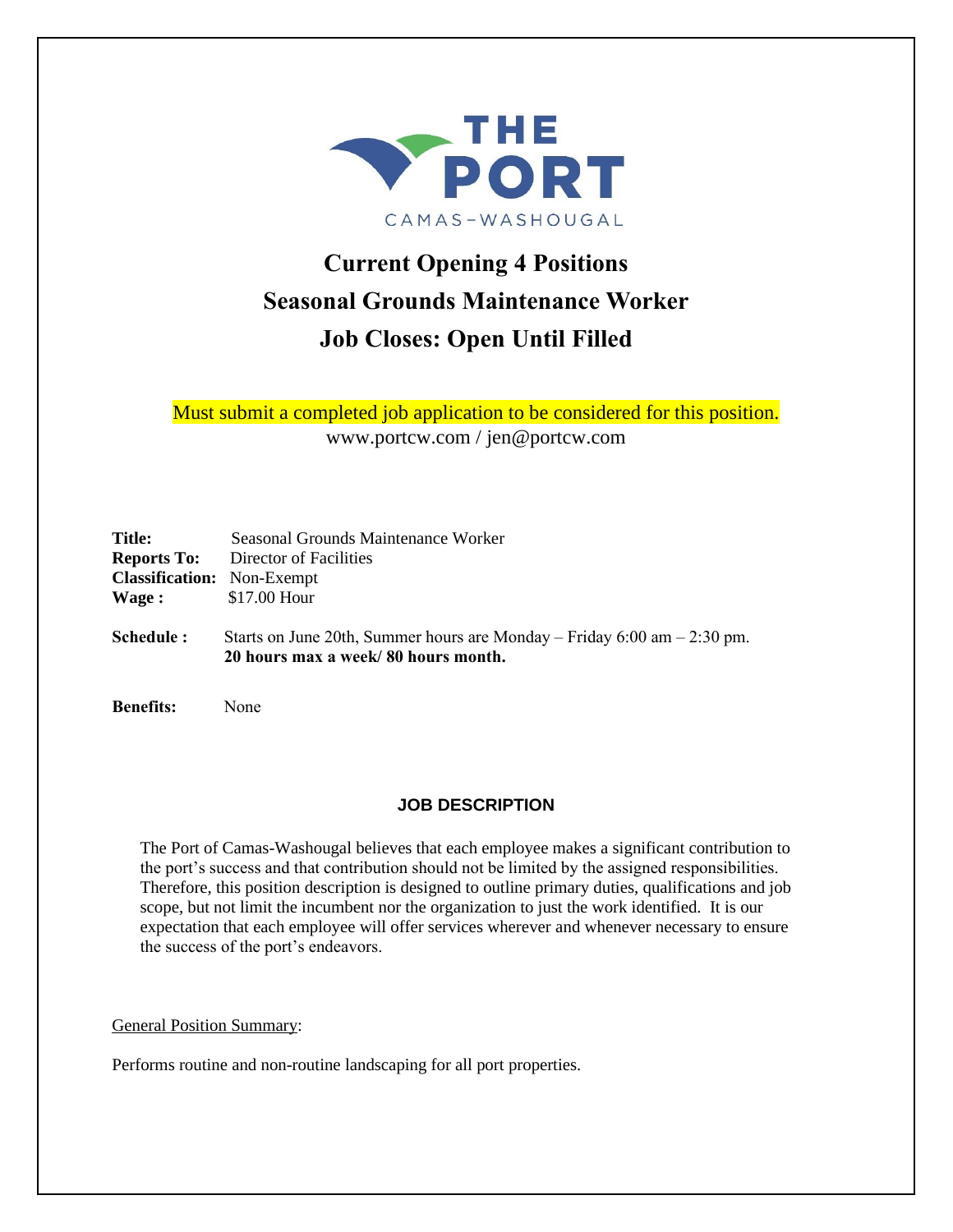THE PORT
CAMAS-WASHOUGAL

# Current Opening 4 Positions

# Seasonal Grounds Maintenance Worker

# Job Closes: Open Until Filled

Must submit a completed job application to be considered for this position.
www.portcw.com / jen@portcw.com

**Title:** Seasonal Grounds Maintenance Worker
**Reports To:** Director of Facilities
**Classification:** Non-Exempt
**Wage :** $17.00 Hour

**Schedule :** Starts on June 20th, Summer hours are Monday – Friday 6:00 am – 2:30 pm.
**20 hours max a week/ 80 hours month.**

**Benefits:** None

## JOB DESCRIPTION

The Port of Camas-Washougal believes that each employee makes a significant contribution to the port's success and that contribution should not be limited by the assigned responsibilities. Therefore, this position description is designed to outline primary duties, qualifications and job scope, but not limit the incumbent nor the organization to just the work identified. It is our expectation that each employee will offer services wherever and whenever necessary to ensure the success of the port's endeavors.

General Position Summary:

Performs routine and non-routine landscaping for all port properties.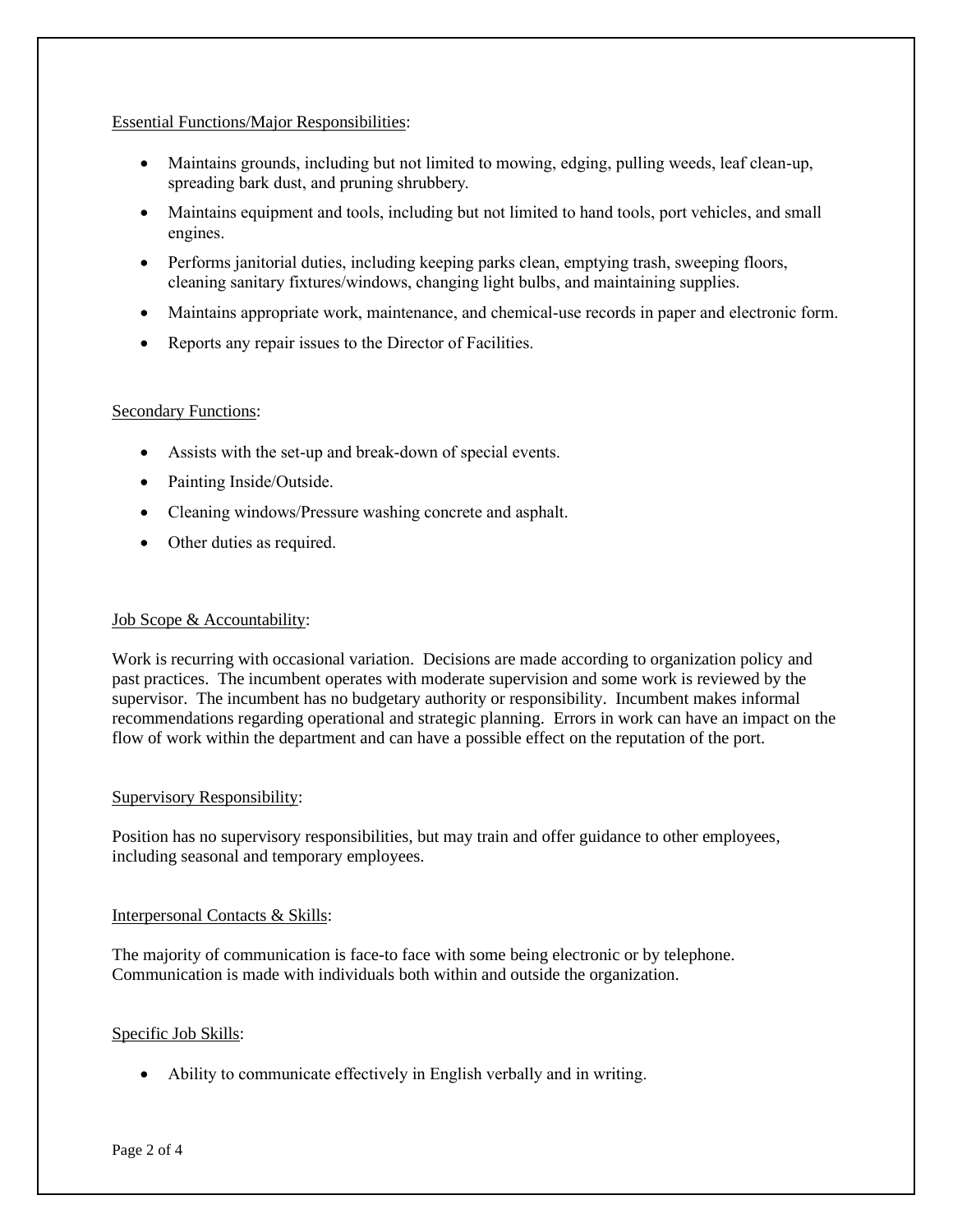## Essential Functions/Major Responsibilities:

- Maintains grounds, including but not limited to mowing, edging, pulling weeds, leaf clean-up, spreading bark dust, and pruning shrubbery.
- Maintains equipment and tools, including but not limited to hand tools, port vehicles, and small engines.
- Performs janitorial duties, including keeping parks clean, emptying trash, sweeping floors, cleaning sanitary fixtures/windows, changing light bulbs, and maintaining supplies.
- Maintains appropriate work, maintenance, and chemical-use records in paper and electronic form.
- Reports any repair issues to the Director of Facilities.

## Secondary Functions:

- Assists with the set-up and break-down of special events.
- Painting Inside/Outside.
- Cleaning windows/Pressure washing concrete and asphalt.
- Other duties as required.

## Job Scope & Accountability:

Work is recurring with occasional variation. Decisions are made according to organization policy and past practices. The incumbent operates with moderate supervision and some work is reviewed by the supervisor. The incumbent has no budgetary authority or responsibility. Incumbent makes informal recommendations regarding operational and strategic planning. Errors in work can have an impact on the flow of work within the department and can have a possible effect on the reputation of the port.

## Supervisory Responsibility:

Position has no supervisory responsibilities, but may train and offer guidance to other employees, including seasonal and temporary employees.

## Interpersonal Contacts & Skills:

The majority of communication is face-to face with some being electronic or by telephone. Communication is made with individuals both within and outside the organization.

## Specific Job Skills:

- Ability to communicate effectively in English verbally and in writing.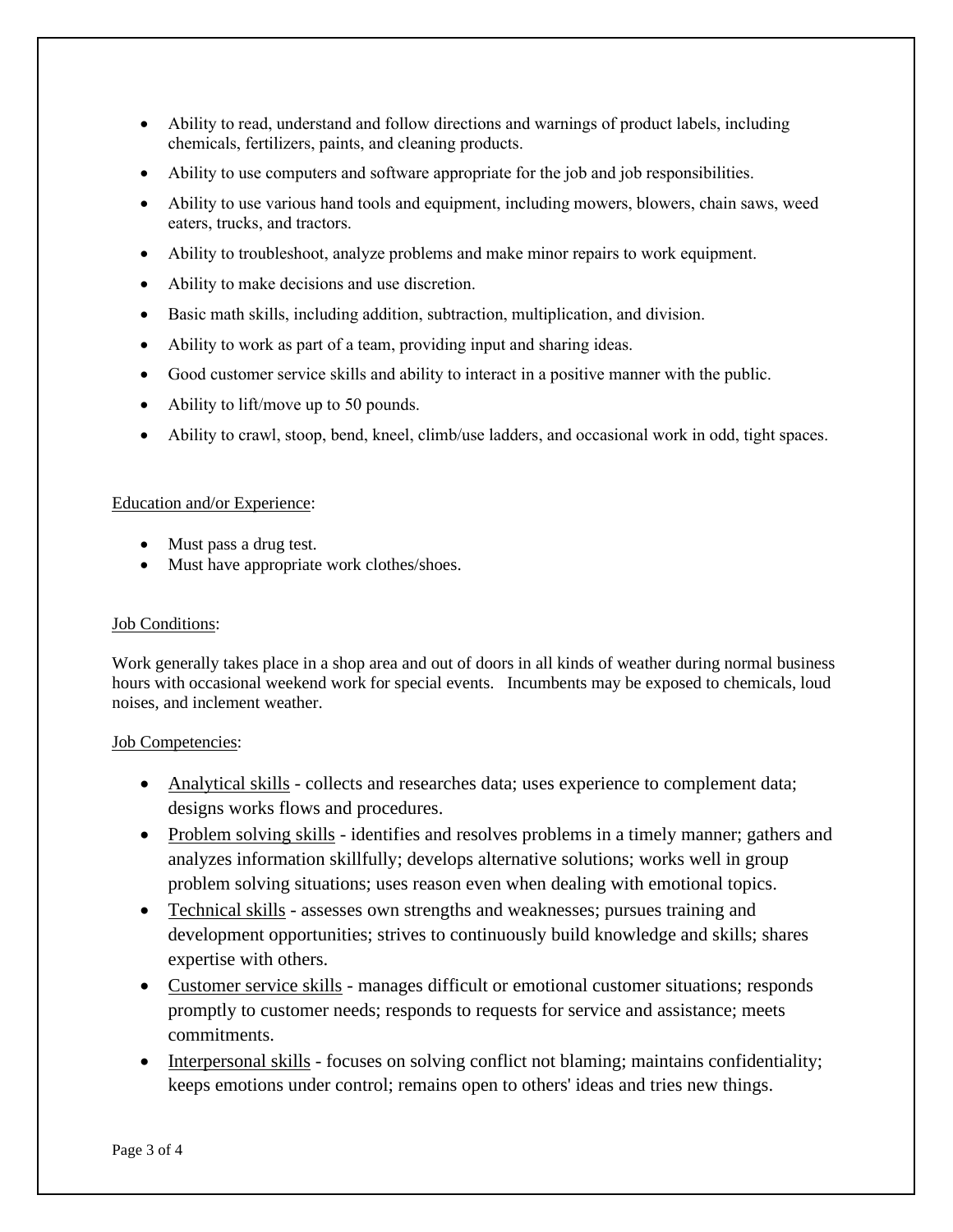- Ability to read, understand and follow directions and warnings of product labels, including chemicals, fertilizers, paints, and cleaning products.
- Ability to use computers and software appropriate for the job and job responsibilities.
- Ability to use various hand tools and equipment, including mowers, blowers, chain saws, weed eaters, trucks, and tractors.
- Ability to troubleshoot, analyze problems and make minor repairs to work equipment.
- Ability to make decisions and use discretion.
- Basic math skills, including addition, subtraction, multiplication, and division.
- Ability to work as part of a team, providing input and sharing ideas.
- Good customer service skills and ability to interact in a positive manner with the public.
- Ability to lift/move up to 50 pounds.
- Ability to crawl, stoop, bend, kneel, climb/use ladders, and occasional work in odd, tight spaces.

Education and/or Experience:

- Must pass a drug test.
- Must have appropriate work clothes/shoes.

Job Conditions:

Work generally takes place in a shop area and out of doors in all kinds of weather during normal business hours with occasional weekend work for special events. Incumbents may be exposed to chemicals, loud noises, and inclement weather.

Job Competencies:

- Analytical skills - collects and researches data; uses experience to complement data; designs works flows and procedures.
- Problem solving skills - identifies and resolves problems in a timely manner; gathers and analyzes information skillfully; develops alternative solutions; works well in group problem solving situations; uses reason even when dealing with emotional topics.
- Technical skills - assesses own strengths and weaknesses; pursues training and development opportunities; strives to continuously build knowledge and skills; shares expertise with others.
- Customer service skills - manages difficult or emotional customer situations; responds promptly to customer needs; responds to requests for service and assistance; meets commitments.
- Interpersonal skills - focuses on solving conflict not blaming; maintains confidentiality; keeps emotions under control; remains open to others' ideas and tries new things.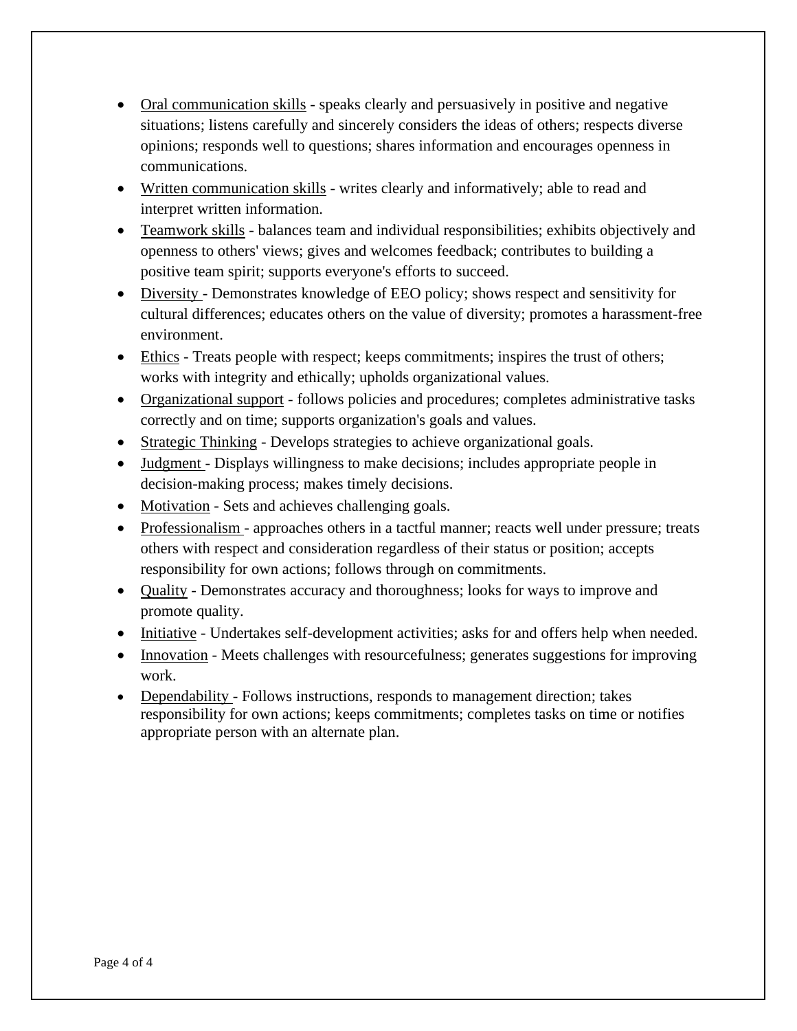- Oral communication skills - speaks clearly and persuasively in positive and negative situations; listens carefully and sincerely considers the ideas of others; respects diverse opinions; responds well to questions; shares information and encourages openness in communications.
- Written communication skills - writes clearly and informatively; able to read and interpret written information.
- Teamwork skills - balances team and individual responsibilities; exhibits objectively and openness to others' views; gives and welcomes feedback; contributes to building a positive team spirit; supports everyone's efforts to succeed.
- Diversity - Demonstrates knowledge of EEO policy; shows respect and sensitivity for cultural differences; educates others on the value of diversity; promotes a harassment-free environment.
- Ethics - Treats people with respect; keeps commitments; inspires the trust of others; works with integrity and ethically; upholds organizational values.
- Organizational support - follows policies and procedures; completes administrative tasks correctly and on time; supports organization's goals and values.
- Strategic Thinking - Develops strategies to achieve organizational goals.
- Judgment - Displays willingness to make decisions; includes appropriate people in decision-making process; makes timely decisions.
- Motivation - Sets and achieves challenging goals.
- Professionalism - approaches others in a tactful manner; reacts well under pressure; treats others with respect and consideration regardless of their status or position; accepts responsibility for own actions; follows through on commitments.
- Quality - Demonstrates accuracy and thoroughness; looks for ways to improve and promote quality.
- Initiative - Undertakes self-development activities; asks for and offers help when needed.
- Innovation - Meets challenges with resourcefulness; generates suggestions for improving work.
- Dependability - Follows instructions, responds to management direction; takes responsibility for own actions; keeps commitments; completes tasks on time or notifies appropriate person with an alternate plan.